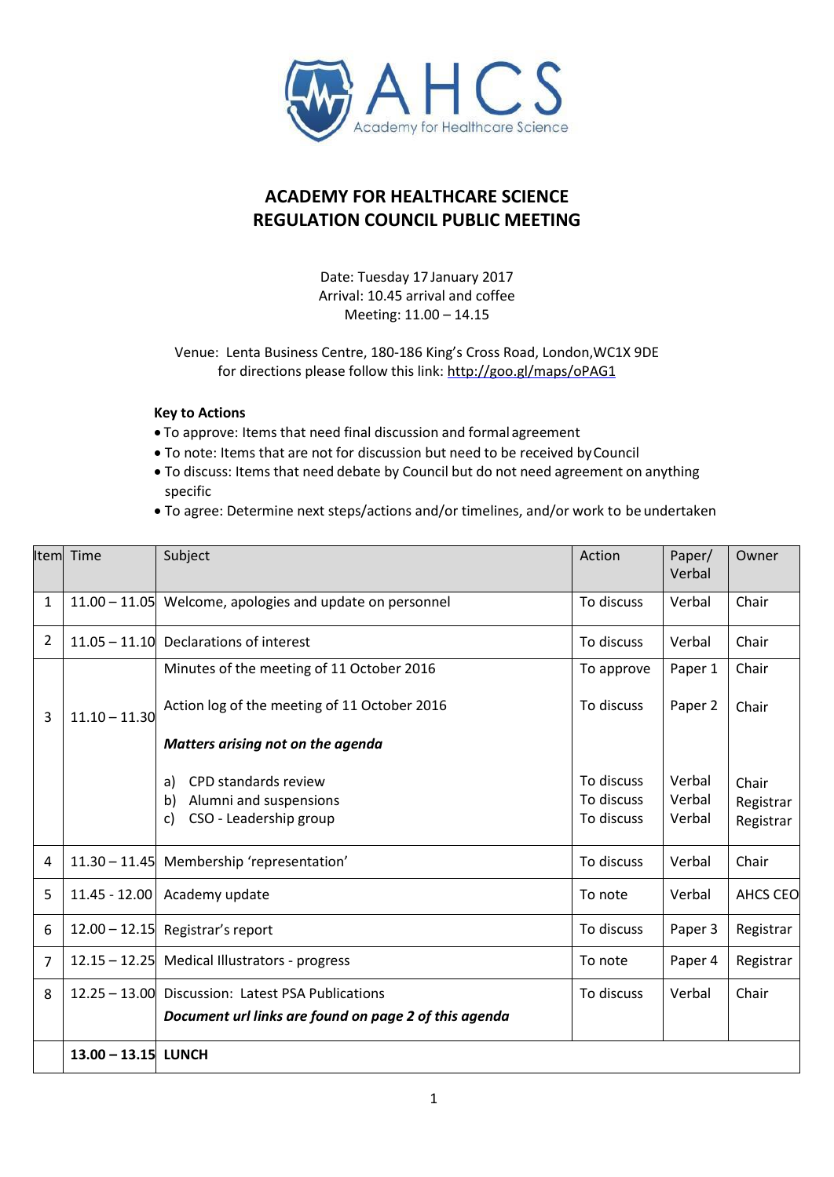AHCS
Academy for Healthcare Science

# ACADEMY FOR HEALTHCARE SCIENCE
# REGULATION COUNCIL PUBLIC MEETING

Date: Tuesday 17 January 2017
Arrival: 10.45 arrival and coffee
Meeting: 11.00 – 14.15

Venue: Lenta Business Centre, 180-186 King's Cross Road, London,WC1X 9DE
for directions please follow this link: http://goo.gl/maps/oPAG1

**Key to Actions**

- To approve: Items that need final discussion and formal agreement
- To note: Items that are not for discussion but need to be received by Council
- To discuss: Items that need debate by Council but do not need agreement on anything specific
- To agree: Determine next steps/actions and/or timelines, and/or work to be undertaken

| Item | Time | Subject | Action | Paper/ Verbal | Owner |
|---|---|---|---|---|---|
| 1 | 11.00 – 11.05 | Welcome, apologies and update on personnel | To discuss | Verbal | Chair |
| 2 | 11.05 – 11.10 | Declarations of interest | To discuss | Verbal | Chair |
| 3 | 11.10 – 11.30 | Minutes of the meeting of 11 October 2016 | To approve | Paper 1 | Chair |
| | | Action log of the meeting of 11 October 2016 | To discuss | Paper 2 | Chair |
| | | ***Matters arising not on the agenda*** | | | |
| | | a) CPD standards review | To discuss | Verbal | Chair |
| | | b) Alumni and suspensions | To discuss | Verbal | Registrar |
| | | c) CSO - Leadership group | To discuss | Verbal | Registrar |
| 4 | 11.30 – 11.45 | Membership 'representation' | To discuss | Verbal | Chair |
| 5 | 11.45 - 12.00 | Academy update | To note | Verbal | AHCS CEO |
| 6 | 12.00 – 12.15 | Registrar's report | To discuss | Paper 3 | Registrar |
| 7 | 12.15 – 12.25 | Medical Illustrators - progress | To note | Paper 4 | Registrar |
| 8 | 12.25 – 13.00 | Discussion: Latest PSA Publications<br>***Document url links are found on page 2 of this agenda*** | To discuss | Verbal | Chair |
| | **13.00 – 13.15** | **LUNCH** | | | |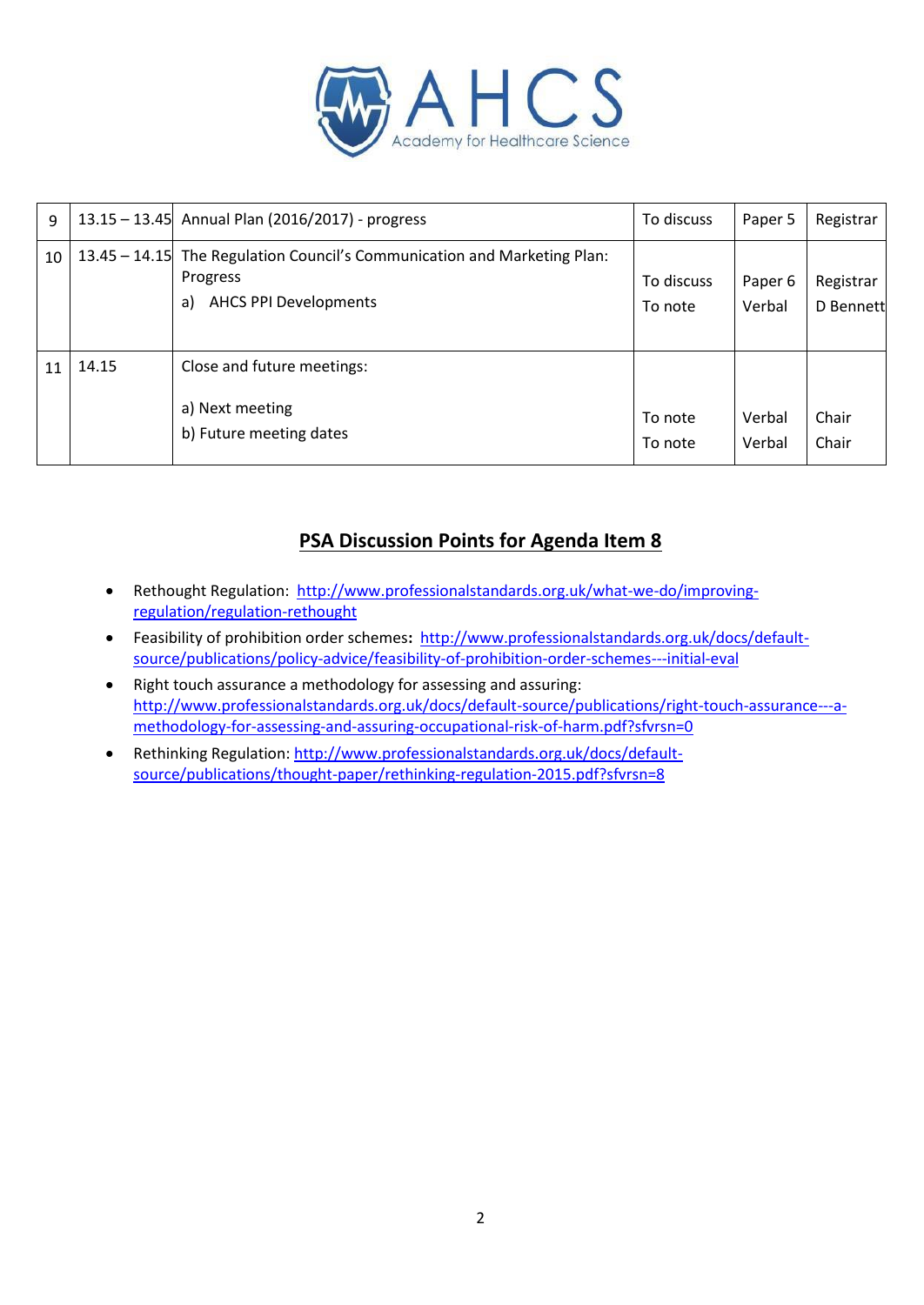| | | | | | |
|---|---|---|---|---|---|
| 9 | 13.15 – 13.45 | Annual Plan (2016/2017) - progress | To discuss | Paper 5 | Registrar |
| 10 | 13.45 – 14.15 | The Regulation Council's Communication and Marketing Plan: Progress<br>a) AHCS PPI Developments | To discuss<br>To note | Paper 6<br>Verbal | Registrar<br>D Bennett |
| 11 | 14.15 | Close and future meetings:<br>a) Next meeting<br>b) Future meeting dates | To note<br>To note | Verbal<br>Verbal | Chair<br>Chair |

## PSA Discussion Points for Agenda Item 8

- Rethought Regulation: http://www.professionalstandards.org.uk/what-we-do/improving-regulation/regulation-rethought
- Feasibility of prohibition order schemes**:** http://www.professionalstandards.org.uk/docs/default-source/publications/policy-advice/feasibility-of-prohibition-order-schemes---initial-eval
- Right touch assurance a methodology for assessing and assuring: http://www.professionalstandards.org.uk/docs/default-source/publications/right-touch-assurance---a-methodology-for-assessing-and-assuring-occupational-risk-of-harm.pdf?sfvrsn=0
- Rethinking Regulation: http://www.professionalstandards.org.uk/docs/default-source/publications/thought-paper/rethinking-regulation-2015.pdf?sfvrsn=8